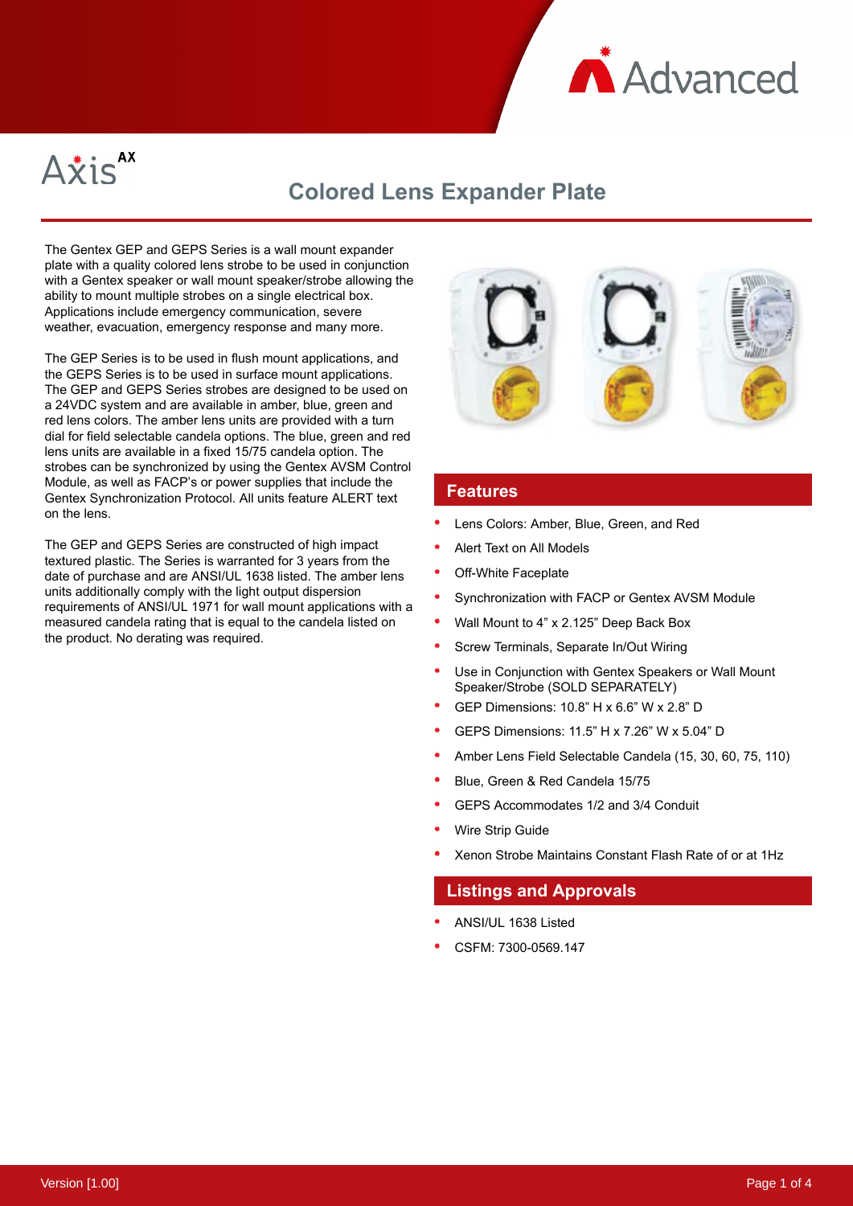# Colored Lens Expander Plate

The Gentex GEP and GEPS Series is a wall mount expander plate with a quality colored lens strobe to be used in conjunction with a Gentex speaker or wall mount speaker/strobe allowing the ability to mount multiple strobes on a single electrical box. Applications include emergency communication, severe weather, evacuation, emergency response and many more.

The GEP Series is to be used in flush mount applications, and the GEPS Series is to be used in surface mount applications. The GEP and GEPS Series strobes are designed to be used on a 24VDC system and are available in amber, blue, green and red lens colors. The amber lens units are provided with a turn dial for field selectable candela options. The blue, green and red lens units are available in a fixed 15/75 candela option. The strobes can be synchronized by using the Gentex AVSM Control Module, as well as FACP's or power supplies that include the Gentex Synchronization Protocol. All units feature ALERT text on the lens.

The GEP and GEPS Series are constructed of high impact textured plastic. The Series is warranted for 3 years from the date of purchase and are ANSI/UL 1638 listed. The amber lens units additionally comply with the light output dispersion requirements of ANSI/UL 1971 for wall mount applications with a measured candela rating that is equal to the candela listed on the product. No derating was required.

## Features

- Lens Colors: Amber, Blue, Green, and Red
- Alert Text on All Models
- Off-White Faceplate
- Synchronization with FACP or Gentex AVSM Module
- Wall Mount to 4" x 2.125" Deep Back Box
- Screw Terminals, Separate In/Out Wiring
- Use in Conjunction with Gentex Speakers or Wall Mount Speaker/Strobe (SOLD SEPARATELY)
- GEP Dimensions: 10.8" H x 6.6" W x 2.8" D
- GEPS Dimensions: 11.5" H x 7.26" W x 5.04" D
- Amber Lens Field Selectable Candela (15, 30, 60, 75, 110)
- Blue, Green & Red Candela 15/75
- GEPS Accommodates 1/2 and 3/4 Conduit
- Wire Strip Guide
- Xenon Strobe Maintains Constant Flash Rate of or at 1Hz

## Listings and Approvals

- ANSI/UL 1638 Listed
- CSFM: 7300-0569.147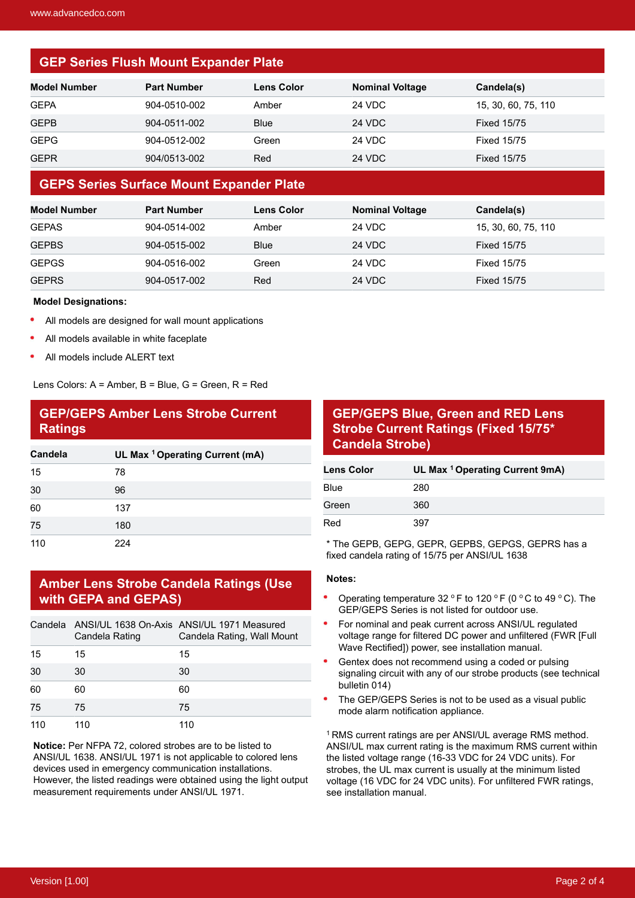## GEP Series Flush Mount Expander Plate

| Model Number | Part Number | Lens Color | Nominal Voltage | Candela(s) |
|---|---|---|---|---|
| GEPA | 904-0510-002 | Amber | 24 VDC | 15, 30, 60, 75, 110 |
| GEPB | 904-0511-002 | Blue | 24 VDC | Fixed 15/75 |
| GEPG | 904-0512-002 | Green | 24 VDC | Fixed 15/75 |
| GEPR | 904/0513-002 | Red | 24 VDC | Fixed 15/75 |

## GEPS Series Surface Mount Expander Plate

| Model Number | Part Number | Lens Color | Nominal Voltage | Candela(s) |
|---|---|---|---|---|
| GEPAS | 904-0514-002 | Amber | 24 VDC | 15, 30, 60, 75, 110 |
| GEPBS | 904-0515-002 | Blue | 24 VDC | Fixed 15/75 |
| GEPGS | 904-0516-002 | Green | 24 VDC | Fixed 15/75 |
| GEPRS | 904-0517-002 | Red | 24 VDC | Fixed 15/75 |

**Model Designations:**

- All models are designed for wall mount applications
- All models available in white faceplate
- All models include ALERT text

Lens Colors: A = Amber, B = Blue, G = Green, R = Red

## GEP/GEPS Amber Lens Strobe Current Ratings

| Candela | UL Max [1] Operating Current (mA) |
|---|---|
| 15 | 78 |
| 30 | 96 |
| 60 | 137 |
| 75 | 180 |
| 110 | 224 |

## Amber Lens Strobe Candela Ratings (Use with GEPA and GEPAS)

| Candela | ANSI/UL 1638 On-Axis Candela Rating | ANSI/UL 1971 Measured Candela Rating, Wall Mount |
|---|---|---|
| 15 | 15 | 15 |
| 30 | 30 | 30 |
| 60 | 60 | 60 |
| 75 | 75 | 75 |
| 110 | 110 | 110 |

**Notice:** Per NFPA 72, colored strobes are to be listed to ANSI/UL 1638. ANSI/UL 1971 is not applicable to colored lens devices used in emergency communication installations. However, the listed readings were obtained using the light output measurement requirements under ANSI/UL 1971.

## GEP/GEPS Blue, Green and RED Lens Strobe Current Ratings (Fixed 15/75* Candela Strobe)

| Lens Color | UL Max [1] Operating Current 9mA) |
|---|---|
| Blue | 280 |
| Green | 360 |
| Red | 397 |

* The GEPB, GEPG, GEPR, GEPBS, GEPGS, GEPRS has a fixed candela rating of 15/75 per ANSI/UL 1638

**Notes:**

- Operating temperature 32 °F to 120 °F (0 °C to 49 °C). The GEP/GEPS Series is not listed for outdoor use.
- For nominal and peak current across ANSI/UL regulated voltage range for filtered DC power and unfiltered (FWR [Full Wave Rectified]) power, see installation manual.
- Gentex does not recommend using a coded or pulsing signaling circuit with any of our strobe products (see technical bulletin 014)
- The GEP/GEPS Series is not to be used as a visual public mode alarm notification appliance.

[1] RMS current ratings are per ANSI/UL average RMS method. ANSI/UL max current rating is the maximum RMS current within the listed voltage range (16-33 VDC for 24 VDC units). For strobes, the UL max current is usually at the minimum listed voltage (16 VDC for 24 VDC units). For unfiltered FWR ratings, see installation manual.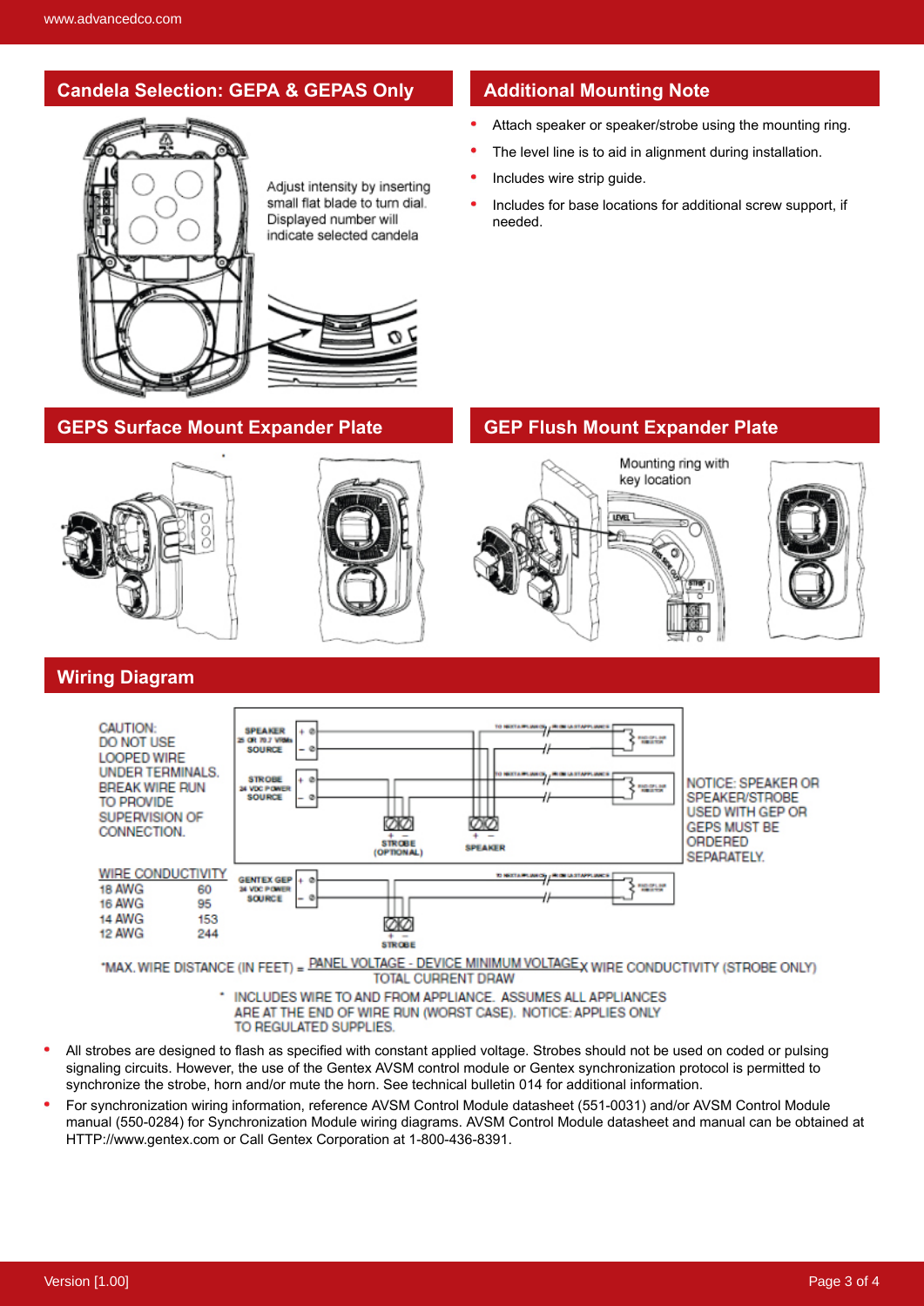## Candela Selection: GEPA & GEPAS Only

Adjust intensity by inserting small flat blade to turn dial. Displayed number will indicate selected candela

## Additional Mounting Note

- Attach speaker or speaker/strobe using the mounting ring.
- The level line is to aid in alignment during installation.
- Includes wire strip guide.
- Includes for base locations for additional screw support, if needed.

## GEPS Surface Mount Expander Plate

## GEP Flush Mount Expander Plate

Mounting ring with key location

## Wiring Diagram

CAUTION: DO NOT USE LOOPED WIRE UNDER TERMINALS. BREAK WIRE RUN TO PROVIDE SUPERVISION OF CONNECTION.

NOTICE: SPEAKER OR SPEAKER/STROBE USED WITH GEP OR GEPS MUST BE ORDERED SEPARATELY.

| WIRE CONDUCTIVITY | |
|---|---|
| 18 AWG | 60 |
| 16 AWG | 95 |
| 14 AWG | 153 |
| 12 AWG | 244 |

$$\text{*MAX. WIRE DISTANCE (IN FEET)} = \frac{\text{PANEL VOLTAGE - DEVICE MINIMUM VOLTAGE}}{\text{TOTAL CURRENT DRAW}} \times \text{WIRE CONDUCTIVITY (STROBE ONLY)}$$

\* INCLUDES WIRE TO AND FROM APPLIANCE. ASSUMES ALL APPLIANCES ARE AT THE END OF WIRE RUN (WORST CASE). NOTICE: APPLIES ONLY TO REGULATED SUPPLIES.

- All strobes are designed to flash as specified with constant applied voltage. Strobes should not be used on coded or pulsing signaling circuits. However, the use of the Gentex AVSM control module or Gentex synchronization protocol is permitted to synchronize the strobe, horn and/or mute the horn. See technical bulletin 014 for additional information.
- For synchronization wiring information, reference AVSM Control Module datasheet (551-0031) and/or AVSM Control Module manual (550-0284) for Synchronization Module wiring diagrams. AVSM Control Module datasheet and manual can be obtained at HTTP://www.gentex.com or Call Gentex Corporation at 1-800-436-8391.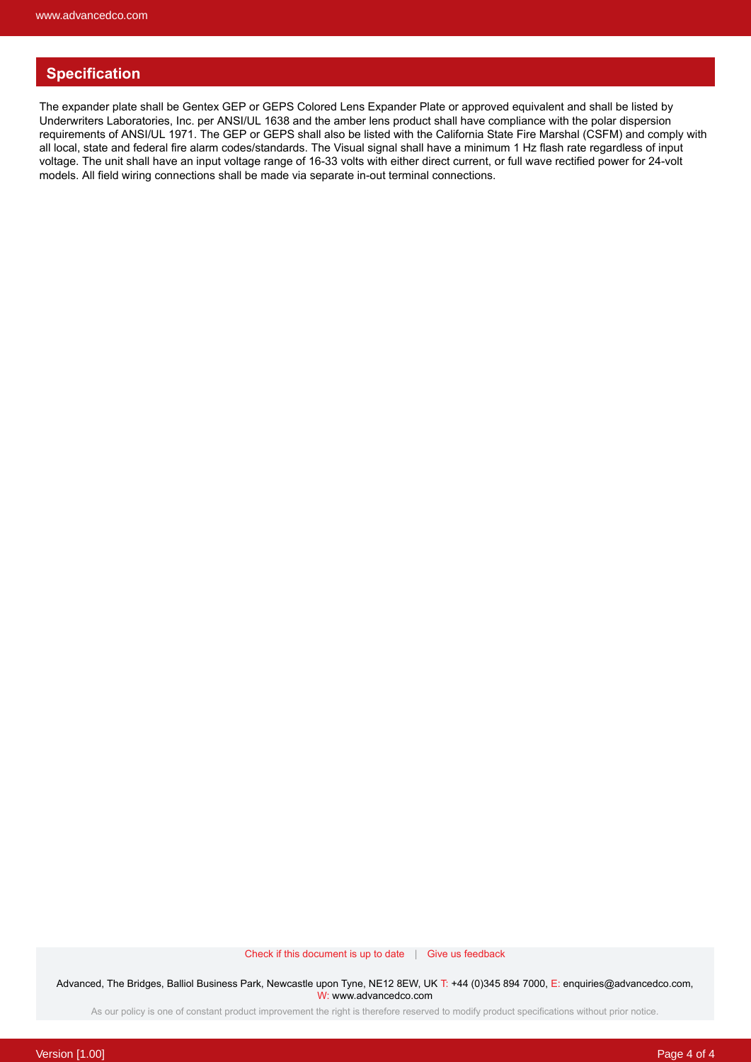## Specification

The expander plate shall be Gentex GEP or GEPS Colored Lens Expander Plate or approved equivalent and shall be listed by Underwriters Laboratories, Inc. per ANSI/UL 1638 and the amber lens product shall have compliance with the polar dispersion requirements of ANSI/UL 1971. The GEP or GEPS shall also be listed with the California State Fire Marshal (CSFM) and comply with all local, state and federal fire alarm codes/standards. The Visual signal shall have a minimum 1 Hz flash rate regardless of input voltage. The unit shall have an input voltage range of 16-33 volts with either direct current, or full wave rectified power for 24-volt models. All field wiring connections shall be made via separate in-out terminal connections.

Check if this document is up to date | Give us feedback

Advanced, The Bridges, Balliol Business Park, Newcastle upon Tyne, NE12 8EW, UK T: +44 (0)345 894 7000, E: enquiries@advancedco.com, W: www.advancedco.com

As our policy is one of constant product improvement the right is therefore reserved to modify product specifications without prior notice.

Version [1.00]